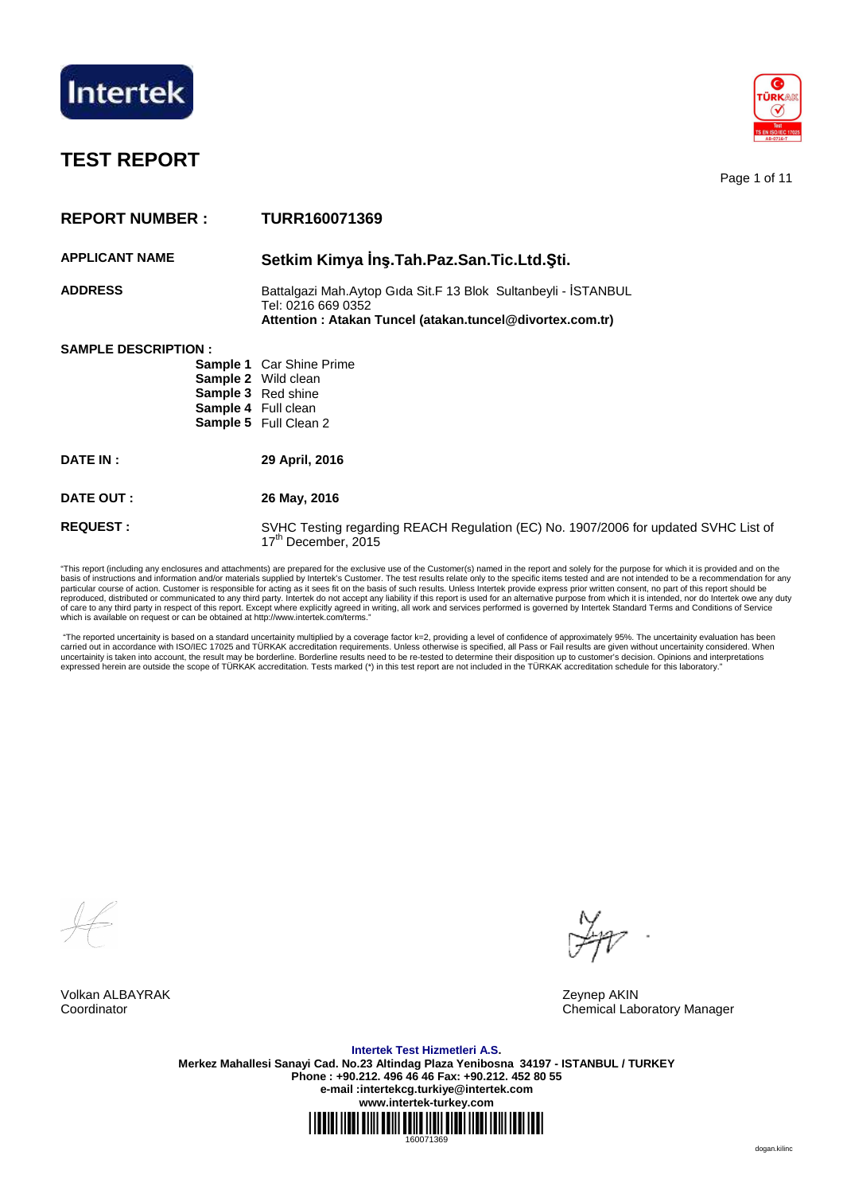Intertek

# TEST REPORT

**REPORT NUMBER :** **TURR160071369**

**APPLICANT NAME** **Setkim Kimya İnş.Tah.Paz.San.Tic.Ltd.Şti.**

**ADDRESS** Battalgazi Mah.Aytop Gıda Sit.F 13 Blok Sultanbeyli - İSTANBUL
Tel: 0216 669 0352
**Attention : Atakan Tuncel (atakan.tuncel@divortex.com.tr)**

**SAMPLE DESCRIPTION :**

**Sample 1** Car Shine Prime
**Sample 2** Wild clean
**Sample 3** Red shine
**Sample 4** Full clean
**Sample 5** Full Clean 2

**DATE IN :** **29 April, 2016**

**DATE OUT :** **26 May, 2016**

**REQUEST :** SVHC Testing regarding REACH Regulation (EC) No. 1907/2006 for updated SVHC List of 17th December, 2015

"This report (including any enclosures and attachments) are prepared for the exclusive use of the Customer(s) named in the report and solely for the purpose for which it is provided and on the basis of instructions and information and/or materials supplied by Intertek's Customer. The test results relate only to the specific items tested and are not intended to be a recommendation for any particular course of action. Customer is responsible for acting as it sees fit on the basis of such results. Unless Intertek provide express prior written consent, no part of this report should be reproduced, distributed or communicated to any third party. Intertek do not accept any liability if this report is used for an alternative purpose from which it is intended, nor do Intertek owe any duty of care to any third party in respect of this report. Except where explicitly agreed in writing, all work and services performed is governed by Intertek Standard Terms and Conditions of Service which is available on request or can be obtained at http://www.intertek.com/terms."

"The reported uncertainity is based on a standard uncertainity multiplied by a coverage factor k=2, providing a level of confidence of approximately 95%. The uncertainity evaluation has been carried out in accordance with ISO/IEC 17025 and TÜRKAK accreditation requirements. Unless otherwise is specified, all Pass or Fail results are given without uncertainity considered. When uncertainity is taken into account, the result may be borderline. Borderline results need to be re-tested to determine their disposition up to customer's decision. Opinions and interpretations expressed herein are outside the scope of TÜRKAK accreditation. Tests marked (*) in this test report are not included in the TÜRKAK accreditation schedule for this laboratory."

Volkan ALBAYRAK
Coordinator

Zeynep AKIN
Chemical Laboratory Manager

**Intertek Test Hizmetleri A.S.**
**Merkez Mahallesi Sanayi Cad. No.23 Altindag Plaza Yenibosna 34197 - ISTANBUL / TURKEY**
**Phone : +90.212. 496 46 46 Fax: +90.212. 452 80 55**
**e-mail :intertekcg.turkiye@intertek.com**
**www.intertek-turkey.com**

160071369

dogan.kilinc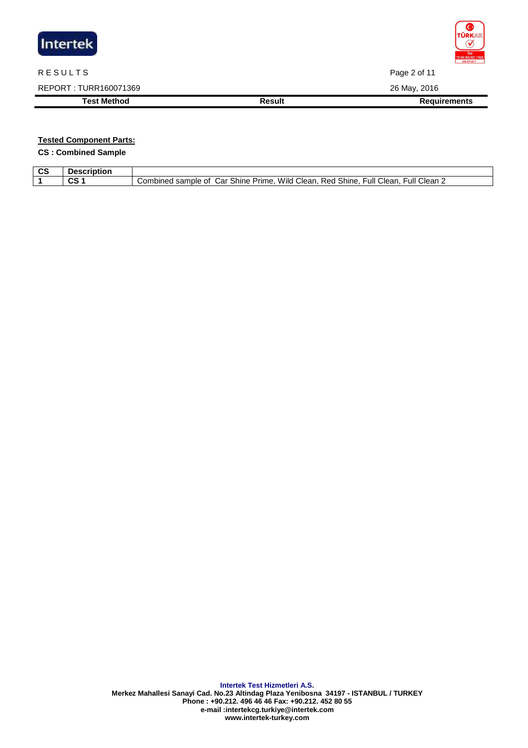RESULTS

REPORT : TURR160071369

26 May, 2016

| Test Method | Result | Requirements |
|---|---|---|

**Tested Component Parts:**

**CS : Combined Sample**

| CS | Description | |
|---|---|---|
| 1 | CS 1 | Combined sample of Car Shine Prime, Wild Clean, Red Shine, Full Clean, Full Clean 2 |

**Intertek Test Hizmetleri A.S.**
**Merkez Mahallesi Sanayi Cad. No.23 Altindag Plaza Yenibosna 34197 - ISTANBUL / TURKEY**
**Phone : +90.212. 496 46 46 Fax: +90.212. 452 80 55**
**e-mail :intertekcg.turkiye@intertek.com**
**www.intertek-turkey.com**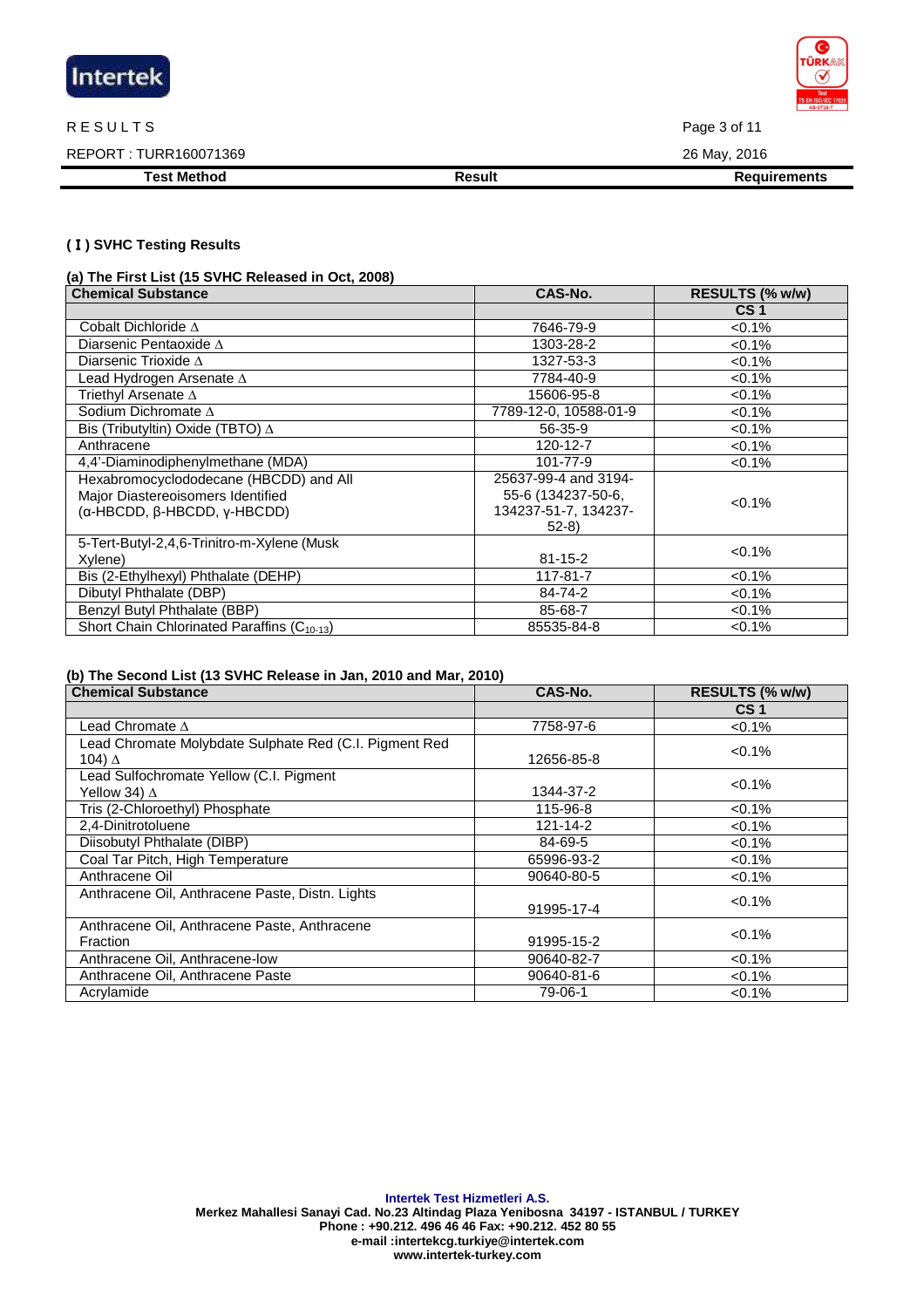RESULTS

REPORT : TURR160071369

26 May, 2016

| Test Method | Result | Requirements |
|---|---|---|

**( I ) SVHC Testing Results**

**(a) The First List (15 SVHC Released in Oct, 2008)**

| Chemical Substance | CAS-No. | RESULTS (% w/w) |
|---|---|---|
| | | CS 1 |
| Cobalt Dichloride ∆ | 7646-79-9 | <0.1% |
| Diarsenic Pentaoxide ∆ | 1303-28-2 | <0.1% |
| Diarsenic Trioxide ∆ | 1327-53-3 | <0.1% |
| Lead Hydrogen Arsenate ∆ | 7784-40-9 | <0.1% |
| Triethyl Arsenate ∆ | 15606-95-8 | <0.1% |
| Sodium Dichromate ∆ | 7789-12-0, 10588-01-9 | <0.1% |
| Bis (Tributyltin) Oxide (TBTO) ∆ | 56-35-9 | <0.1% |
| Anthracene | 120-12-7 | <0.1% |
| 4,4'-Diaminodiphenylmethane (MDA) | 101-77-9 | <0.1% |
| Hexabromocyclododecane (HBCDD) and All Major Diastereoisomers Identified (α-HBCDD, β-HBCDD, γ-HBCDD) | 25637-99-4 and 3194-55-6 (134237-50-6, 134237-51-7, 134237-52-8) | <0.1% |
| 5-Tert-Butyl-2,4,6-Trinitro-m-Xylene (Musk Xylene) | 81-15-2 | <0.1% |
| Bis (2-Ethylhexyl) Phthalate (DEHP) | 117-81-7 | <0.1% |
| Dibutyl Phthalate (DBP) | 84-74-2 | <0.1% |
| Benzyl Butyl Phthalate (BBP) | 85-68-7 | <0.1% |
| Short Chain Chlorinated Paraffins ($C_{10-13}$) | 85535-84-8 | <0.1% |

**(b) The Second List (13 SVHC Release in Jan, 2010 and Mar, 2010)**

| Chemical Substance | CAS-No. | RESULTS (% w/w) |
|---|---|---|
| | | CS 1 |
| Lead Chromate ∆ | 7758-97-6 | <0.1% |
| Lead Chromate Molybdate Sulphate Red (C.I. Pigment Red 104) ∆ | 12656-85-8 | <0.1% |
| Lead Sulfochromate Yellow (C.I. Pigment Yellow 34) ∆ | 1344-37-2 | <0.1% |
| Tris (2-Chloroethyl) Phosphate | 115-96-8 | <0.1% |
| 2,4-Dinitrotoluene | 121-14-2 | <0.1% |
| Diisobutyl Phthalate (DIBP) | 84-69-5 | <0.1% |
| Coal Tar Pitch, High Temperature | 65996-93-2 | <0.1% |
| Anthracene Oil | 90640-80-5 | <0.1% |
| Anthracene Oil, Anthracene Paste, Distn. Lights | 91995-17-4 | <0.1% |
| Anthracene Oil, Anthracene Paste, Anthracene Fraction | 91995-15-2 | <0.1% |
| Anthracene Oil, Anthracene-low | 90640-82-7 | <0.1% |
| Anthracene Oil, Anthracene Paste | 90640-81-6 | <0.1% |
| Acrylamide | 79-06-1 | <0.1% |

**Intertek Test Hizmetleri A.S.**
**Merkez Mahallesi Sanayi Cad. No.23 Altindag Plaza Yenibosna 34197 - ISTANBUL / TURKEY**
**Phone : +90.212. 496 46 46 Fax: +90.212. 452 80 55**
**e-mail :intertekcg.turkiye@intertek.com**
**www.intertek-turkey.com**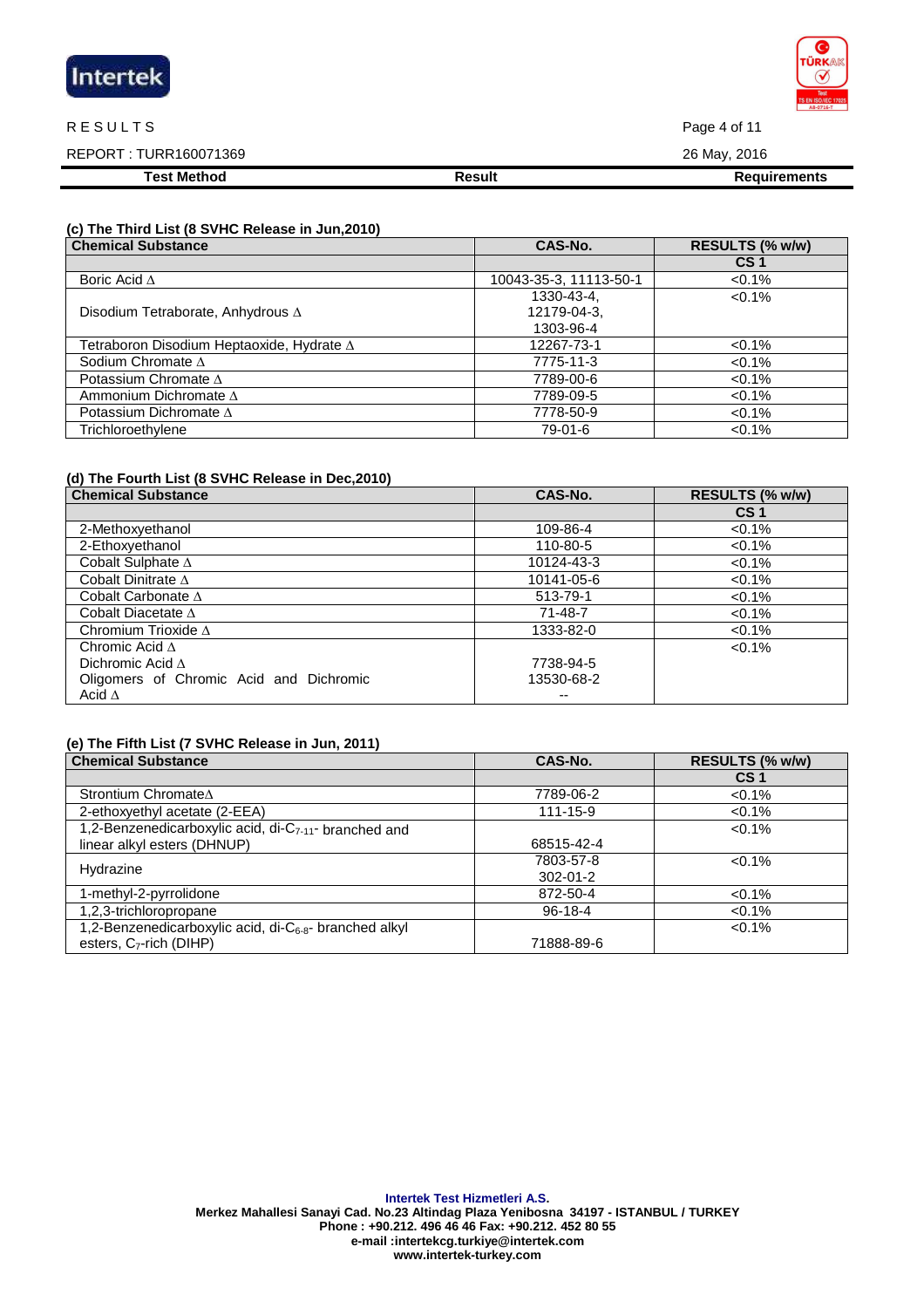| Test Method | Result | Requirements |
|---|---|---|

**(c) The Third List (8 SVHC Release in Jun,2010)**

| Chemical Substance | CAS-No. | RESULTS (% w/w) |
|---|---|---|
| | | CS 1 |
| Boric Acid Δ | 10043-35-3, 11113-50-1 | <0.1% |
| Disodium Tetraborate, Anhydrous Δ | 1330-43-4, 12179-04-3, 1303-96-4 | <0.1% |
| Tetraboron Disodium Heptaoxide, Hydrate Δ | 12267-73-1 | <0.1% |
| Sodium Chromate Δ | 7775-11-3 | <0.1% |
| Potassium Chromate Δ | 7789-00-6 | <0.1% |
| Ammonium Dichromate Δ | 7789-09-5 | <0.1% |
| Potassium Dichromate Δ | 7778-50-9 | <0.1% |
| Trichloroethylene | 79-01-6 | <0.1% |

**(d) The Fourth List (8 SVHC Release in Dec,2010)**

| Chemical Substance | CAS-No. | RESULTS (% w/w) |
|---|---|---|
| | | CS 1 |
| 2-Methoxyethanol | 109-86-4 | <0.1% |
| 2-Ethoxyethanol | 110-80-5 | <0.1% |
| Cobalt Sulphate Δ | 10124-43-3 | <0.1% |
| Cobalt Dinitrate Δ | 10141-05-6 | <0.1% |
| Cobalt Carbonate Δ | 513-79-1 | <0.1% |
| Cobalt Diacetate Δ | 71-48-7 | <0.1% |
| Chromium Trioxide Δ | 1333-82-0 | <0.1% |
| Chromic Acid Δ<br>Dichromic Acid Δ<br>Oligomers of Chromic Acid and Dichromic Acid Δ | 7738-94-5<br>13530-68-2<br>-- | <0.1% |

**(e) The Fifth List (7 SVHC Release in Jun, 2011)**

| Chemical Substance | CAS-No. | RESULTS (% w/w) |
|---|---|---|
| | | CS 1 |
| Strontium ChromateΔ | 7789-06-2 | <0.1% |
| 2-ethoxyethyl acetate (2-EEA) | 111-15-9 | <0.1% |
| 1,2-Benzenedicarboxylic acid, di-$C_{7-11}$- branched and linear alkyl esters (DHNUP) | 68515-42-4 | <0.1% |
| Hydrazine | 7803-57-8<br>302-01-2 | <0.1% |
| 1-methyl-2-pyrrolidone | 872-50-4 | <0.1% |
| 1,2,3-trichloropropane | 96-18-4 | <0.1% |
| 1,2-Benzenedicarboxylic acid, di-$C_{6-8}$- branched alkyl esters, $C_7$-rich (DIHP) | 71888-89-6 | <0.1% |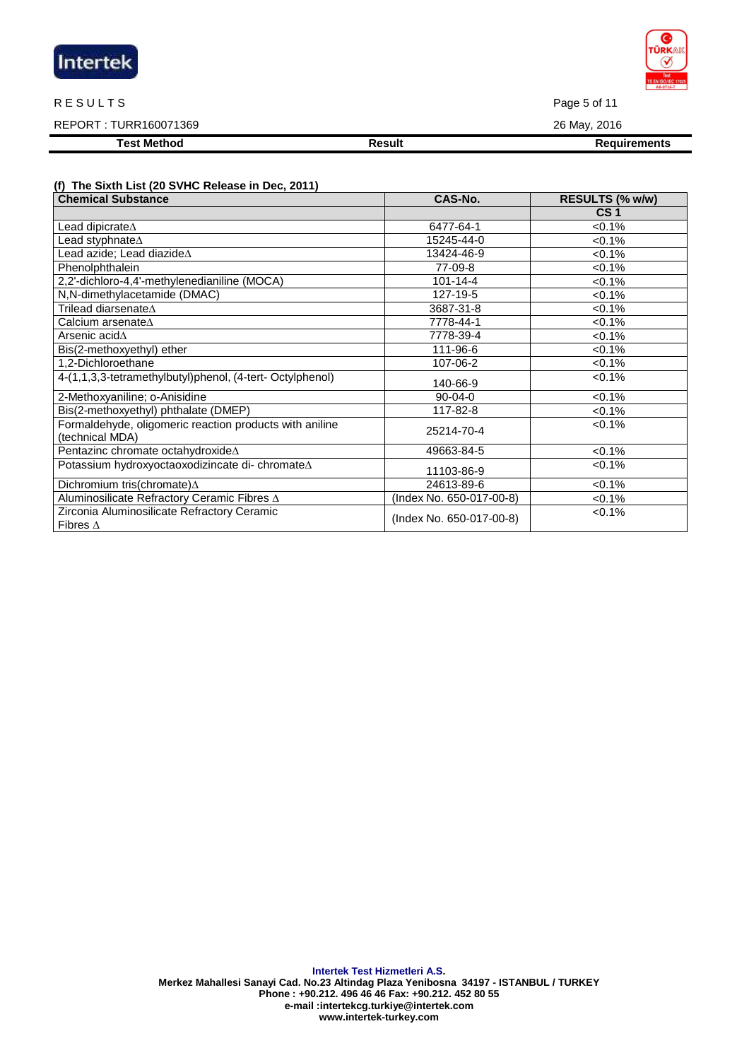RESULTS

REPORT : TURR160071369

26 May, 2016

| Test Method | Result | Requirements |
|---|---|---|

**(f) The Sixth List (20 SVHC Release in Dec, 2011)**

| Chemical Substance | CAS-No. | RESULTS (% w/w) |
|---|---|---|
| | | CS 1 |
| Lead dipicrate∆ | 6477-64-1 | <0.1% |
| Lead styphnate∆ | 15245-44-0 | <0.1% |
| Lead azide; Lead diazide∆ | 13424-46-9 | <0.1% |
| Phenolphthalein | 77-09-8 | <0.1% |
| 2,2'-dichloro-4,4'-methylenedianiline (MOCA) | 101-14-4 | <0.1% |
| N,N-dimethylacetamide (DMAC) | 127-19-5 | <0.1% |
| Trilead diarsenate∆ | 3687-31-8 | <0.1% |
| Calcium arsenate∆ | 7778-44-1 | <0.1% |
| Arsenic acid∆ | 7778-39-4 | <0.1% |
| Bis(2-methoxyethyl) ether | 111-96-6 | <0.1% |
| 1,2-Dichloroethane | 107-06-2 | <0.1% |
| 4-(1,1,3,3-tetramethylbutyl)phenol, (4-tert- Octylphenol) | 140-66-9 | <0.1% |
| 2-Methoxyaniline; o-Anisidine | 90-04-0 | <0.1% |
| Bis(2-methoxyethyl) phthalate (DMEP) | 117-82-8 | <0.1% |
| Formaldehyde, oligomeric reaction products with aniline (technical MDA) | 25214-70-4 | <0.1% |
| Pentazinc chromate octahydroxide∆ | 49663-84-5 | <0.1% |
| Potassium hydroxyoctaoxodizincate di- chromate∆ | 11103-86-9 | <0.1% |
| Dichromium tris(chromate)∆ | 24613-89-6 | <0.1% |
| Aluminosilicate Refractory Ceramic Fibres ∆ | (Index No. 650-017-00-8) | <0.1% |
| Zirconia Aluminosilicate Refractory Ceramic Fibres ∆ | (Index No. 650-017-00-8) | <0.1% |

**Intertek Test Hizmetleri A.S.**
**Merkez Mahallesi Sanayi Cad. No.23 Altindag Plaza Yenibosna 34197 - ISTANBUL / TURKEY**
**Phone : +90.212. 496 46 46 Fax: +90.212. 452 80 55**
**e-mail :intertekcg.turkiye@intertek.com**
**www.intertek-turkey.com**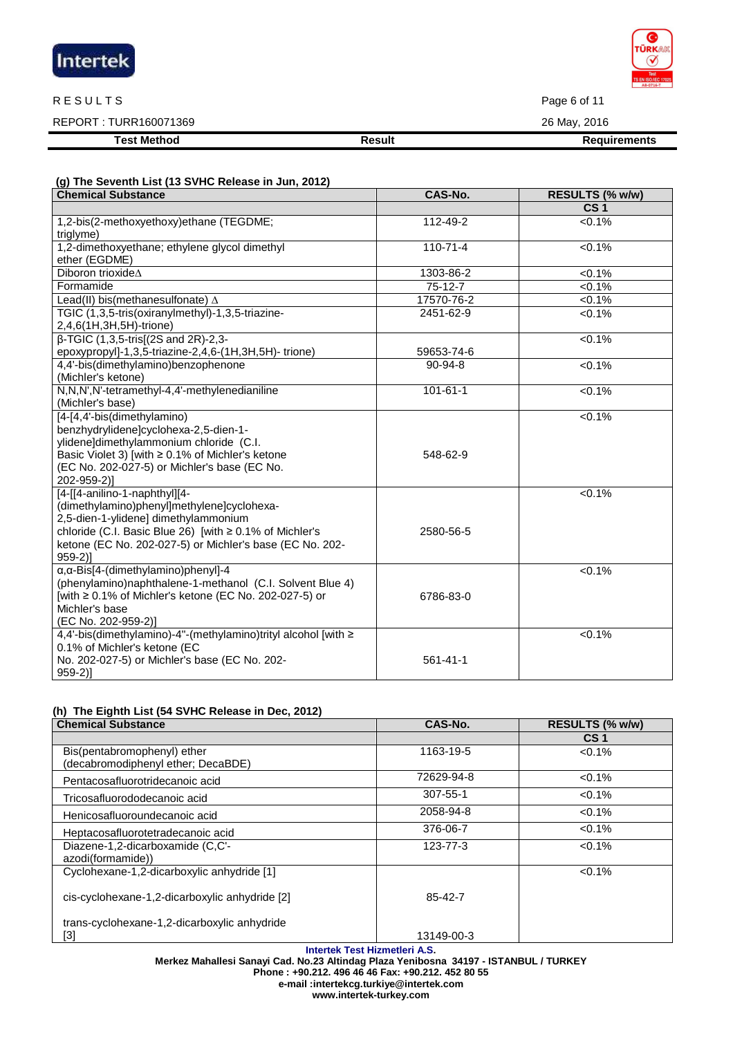RESULTS

REPORT : TURR160071369

26 May, 2016

| Test Method | Result | Requirements |
|---|---|---|

**(g) The Seventh List (13 SVHC Release in Jun, 2012)**

| Chemical Substance | CAS-No. | RESULTS (% w/w) |
|---|---|---|
| | | CS 1 |
| 1,2-bis(2-methoxyethoxy)ethane (TEGDME; triglyme) | 112-49-2 | <0.1% |
| 1,2-dimethoxyethane; ethylene glycol dimethyl ether (EGDME) | 110-71-4 | <0.1% |
| Diboron trioxide∆ | 1303-86-2 | <0.1% |
| Formamide | 75-12-7 | <0.1% |
| Lead(II) bis(methanesulfonate) ∆ | 17570-76-2 | <0.1% |
| TGIC (1,3,5-tris(oxiranylmethyl)-1,3,5-triazine-2,4,6(1H,3H,5H)-trione) | 2451-62-9 | <0.1% |
| β-TGIC (1,3,5-tris[(2S and 2R)-2,3-epoxypropyl]-1,3,5-triazine-2,4,6-(1H,3H,5H)- trione) | 59653-74-6 | <0.1% |
| 4,4'-bis(dimethylamino)benzophenone (Michler's ketone) | 90-94-8 | <0.1% |
| N,N,N',N'-tetramethyl-4,4'-methylenedianiline (Michler's base) | 101-61-1 | <0.1% |
| [4-[4,4'-bis(dimethylamino) benzhydrylidene]cyclohexa-2,5-dien-1-ylidene]dimethylammonium chloride (C.I. Basic Violet 3) [with ≥ 0.1% of Michler's ketone (EC No. 202-027-5) or Michler's base (EC No. 202-959-2)] | 548-62-9 | <0.1% |
| [4-[[4-anilino-1-naphthyl][4-(dimethylamino)phenyl]methylene]cyclohexa-2,5-dien-1-ylidene] dimethylammonium chloride (C.I. Basic Blue 26) [with ≥ 0.1% of Michler's ketone (EC No. 202-027-5) or Michler's base (EC No. 202-959-2)] | 2580-56-5 | <0.1% |
| α,α-Bis[4-(dimethylamino)phenyl]-4 (phenylamino)naphthalene-1-methanol (C.I. Solvent Blue 4) [with ≥ 0.1% of Michler's ketone (EC No. 202-027-5) or Michler's base (EC No. 202-959-2)] | 6786-83-0 | <0.1% |
| 4,4'-bis(dimethylamino)-4''-(methylamino)trityl alcohol [with ≥ 0.1% of Michler's ketone (EC No. 202-027-5) or Michler's base (EC No. 202-959-2)] | 561-41-1 | <0.1% |

**(h) The Eighth List (54 SVHC Release in Dec, 2012)**

| Chemical Substance | CAS-No. | RESULTS (% w/w) |
|---|---|---|
| | | CS 1 |
| Bis(pentabromophenyl) ether (decabromodiphenyl ether; DecaBDE) | 1163-19-5 | <0.1% |
| Pentacosafluorotridecanoic acid | 72629-94-8 | <0.1% |
| Tricosafluorododecanoic acid | 307-55-1 | <0.1% |
| Henicosafluoroundecanoic acid | 2058-94-8 | <0.1% |
| Heptacosafluorotetradecanoic acid | 376-06-7 | <0.1% |
| Diazene-1,2-dicarboxamide (C,C'-azodi(formamide)) | 123-77-3 | <0.1% |
| Cyclohexane-1,2-dicarboxylic anhydride [1]<br>cis-cyclohexane-1,2-dicarboxylic anhydride [2]<br>trans-cyclohexane-1,2-dicarboxylic anhydride [3] | 85-42-7<br>13149-00-3 | <0.1% |

**Intertek Test Hizmetleri A.S.**
**Merkez Mahallesi Sanayi Cad. No.23 Altindag Plaza Yenibosna 34197 - ISTANBUL / TURKEY**
**Phone : +90.212. 496 46 46 Fax: +90.212. 452 80 55**
**e-mail :intertekcg.turkiye@intertek.com**
**www.intertek-turkey.com**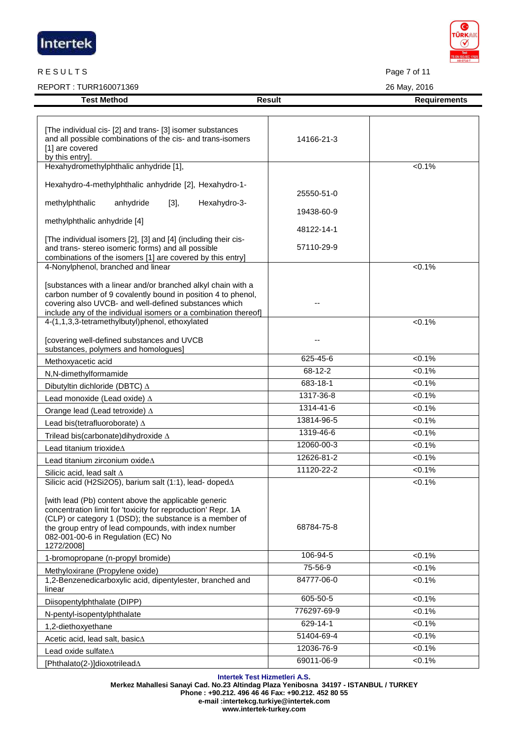RESULTS

REPORT : TURR160071369

26 May, 2016

| Test Method | Result | Requirements |
|---|---|---|
| [The individual cis- [2] and trans- [3] isomer substances and all possible combinations of the cis- and trans-isomers [1] are covered by this entry]. | 14166-21-3 | |
| Hexahydromethylphthalic anhydride [1], Hexahydro-4-methylphthalic anhydride [2], Hexahydro-1-methylphthalic anhydride [3], Hexahydro-3-methylphthalic anhydride [4] [The individual isomers [2], [3] and [4] (including their cis- and trans- stereo isomeric forms) and all possible combinations of the isomers [1] are covered by this entry] | 25550-51-0 19438-60-9 48122-14-1 57110-29-9 | <0.1% |
| 4-Nonylphenol, branched and linear [substances with a linear and/or branched alkyl chain with a carbon number of 9 covalently bound in position 4 to phenol, covering also UVCB- and well-defined substances which include any of the individual isomers or a combination thereof] | -- | <0.1% |
| 4-(1,1,3,3-tetramethylbutyl)phenol, ethoxylated [covering well-defined substances and UVCB substances, polymers and homologues] | -- | <0.1% |
| Methoxyacetic acid | 625-45-6 | <0.1% |
| N,N-dimethylformamide | 68-12-2 | <0.1% |
| Dibutyltin dichloride (DBTC) ∆ | 683-18-1 | <0.1% |
| Lead monoxide (Lead oxide) ∆ | 1317-36-8 | <0.1% |
| Orange lead (Lead tetroxide) ∆ | 1314-41-6 | <0.1% |
| Lead bis(tetrafluoroborate) ∆ | 13814-96-5 | <0.1% |
| Trilead bis(carbonate)dihydroxide ∆ | 1319-46-6 | <0.1% |
| Lead titanium trioxide∆ | 12060-00-3 | <0.1% |
| Lead titanium zirconium oxide∆ | 12626-81-2 | <0.1% |
| Silicic acid, lead salt ∆ | 11120-22-2 | <0.1% |
| Silicic acid (H2Si2O5), barium salt (1:1), lead- doped∆ [with lead (Pb) content above the applicable generic concentration limit for 'toxicity for reproduction' Repr. 1A (CLP) or category 1 (DSD); the substance is a member of the group entry of lead compounds, with index number 082-001-00-6 in Regulation (EC) No 1272/2008] | 68784-75-8 | <0.1% |
| 1-bromopropane (n-propyl bromide) | 106-94-5 | <0.1% |
| Methyloxirane (Propylene oxide) | 75-56-9 | <0.1% |
| 1,2-Benzenedicarboxylic acid, dipentylester, branched and linear | 84777-06-0 | <0.1% |
| Diisopentylphthalate (DIPP) | 605-50-5 | <0.1% |
| N-pentyl-isopentylphthalate | 776297-69-9 | <0.1% |
| 1,2-diethoxyethane | 629-14-1 | <0.1% |
| Acetic acid, lead salt, basic∆ | 51404-69-4 | <0.1% |
| Lead oxide sulfate∆ | 12036-76-9 | <0.1% |
| [Phthalato(2-)]dioxotrilead∆ | 69011-06-9 | <0.1% |

**Intertek Test Hizmetleri A.S.**
**Merkez Mahallesi Sanayi Cad. No.23 Altindag Plaza Yenibosna 34197 - ISTANBUL / TURKEY**
**Phone : +90.212. 496 46 46 Fax: +90.212. 452 80 55**
**e-mail :intertekcg.turkiye@intertek.com**
**www.intertek-turkey.com**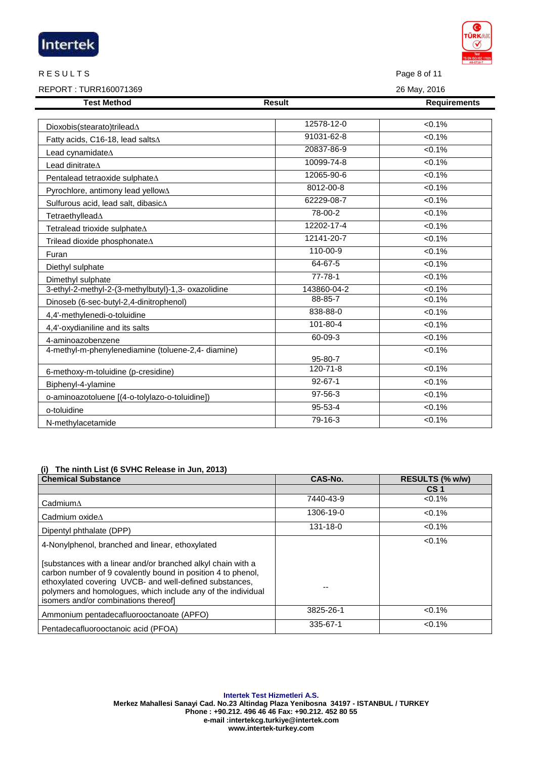RESULTS

REPORT : TURR160071369

26 May, 2016

| Test Method | Result | Requirements |
|---|---|---|
| Dioxobis(stearato)trileadΔ | 12578-12-0 | <0.1% |
| Fatty acids, C16-18, lead saltsΔ | 91031-62-8 | <0.1% |
| Lead cynamidateΔ | 20837-86-9 | <0.1% |
| Lead dinitrateΔ | 10099-74-8 | <0.1% |
| Pentalead tetraoxide sulphateΔ | 12065-90-6 | <0.1% |
| Pyrochlore, antimony lead yellowΔ | 8012-00-8 | <0.1% |
| Sulfurous acid, lead salt, dibasicΔ | 62229-08-7 | <0.1% |
| TetraethylleadΔ | 78-00-2 | <0.1% |
| Tetralead trioxide sulphateΔ | 12202-17-4 | <0.1% |
| Trilead dioxide phosphonateΔ | 12141-20-7 | <0.1% |
| Furan | 110-00-9 | <0.1% |
| Diethyl sulphate | 64-67-5 | <0.1% |
| Dimethyl sulphate | 77-78-1 | <0.1% |
| 3-ethyl-2-methyl-2-(3-methylbutyl)-1,3- oxazolidine | 143860-04-2 | <0.1% |
| Dinoseb (6-sec-butyl-2,4-dinitrophenol) | 88-85-7 | <0.1% |
| 4,4'-methylenedi-o-toluidine | 838-88-0 | <0.1% |
| 4,4'-oxydianiline and its salts | 101-80-4 | <0.1% |
| 4-aminoazobenzene | 60-09-3 | <0.1% |
| 4-methyl-m-phenylenediamine (toluene-2,4- diamine) | 95-80-7 | <0.1% |
| 6-methoxy-m-toluidine (p-cresidine) | 120-71-8 | <0.1% |
| Biphenyl-4-ylamine | 92-67-1 | <0.1% |
| o-aminoazotoluene [(4-o-tolylazo-o-toluidine]) | 97-56-3 | <0.1% |
| o-toluidine | 95-53-4 | <0.1% |
| N-methylacetamide | 79-16-3 | <0.1% |

**(i) The ninth List (6 SVHC Release in Jun, 2013)**

| Chemical Substance | CAS-No. | RESULTS (% w/w) |
|---|---|---|
| | | CS 1 |
| CadmiumΔ | 7440-43-9 | <0.1% |
| Cadmium oxideΔ | 1306-19-0 | <0.1% |
| Dipentyl phthalate (DPP) | 131-18-0 | <0.1% |
| 4-Nonylphenol, branched and linear, ethoxylated<br><br>[substances with a linear and/or branched alkyl chain with a carbon number of 9 covalently bound in position 4 to phenol, ethoxylated covering UVCB- and well-defined substances, polymers and homologues, which include any of the individual isomers and/or combinations thereof] | -- | <0.1% |
| Ammonium pentadecafluorooctanoate (APFO) | 3825-26-1 | <0.1% |
| Pentadecafluorooctanoic acid (PFOA) | 335-67-1 | <0.1% |

**Intertek Test Hizmetleri A.S.**
**Merkez Mahallesi Sanayi Cad. No.23 Altindag Plaza Yenibosna 34197 - ISTANBUL / TURKEY**
**Phone : +90.212. 496 46 46 Fax: +90.212. 452 80 55**
**e-mail :intertekcg.turkiye@intertek.com**
**www.intertek-turkey.com**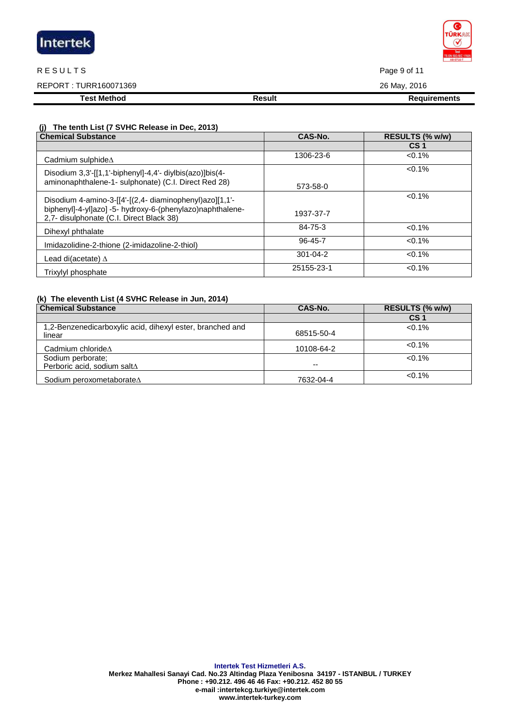RESULTS

REPORT : TURR160071369

26 May, 2016

| Test Method | Result | Requirements |
|---|---|---|

**(j) The tenth List (7 SVHC Release in Dec, 2013)**

| Chemical Substance | CAS-No. | RESULTS (% w/w) |
|---|---|---|
| | | CS 1 |
| Cadmium sulphide∆ | 1306-23-6 | <0.1% |
| Disodium 3,3'-[[1,1'-biphenyl]-4,4'- diylbis(azo)]bis(4-aminonaphthalene-1- sulphonate) (C.I. Direct Red 28) | 573-58-0 | <0.1% |
| Disodium 4-amino-3-[[4'-[(2,4- diaminophenyl)azo][1,1'-biphenyl]-4-yl]azo] -5- hydroxy-6-(phenylazo)naphthalene-2,7- disulphonate (C.I. Direct Black 38) | 1937-37-7 | <0.1% |
| Dihexyl phthalate | 84-75-3 | <0.1% |
| Imidazolidine-2-thione (2-imidazoline-2-thiol) | 96-45-7 | <0.1% |
| Lead di(acetate) ∆ | 301-04-2 | <0.1% |
| Trixylyl phosphate | 25155-23-1 | <0.1% |

**(k) The eleventh List (4 SVHC Release in Jun, 2014)**

| Chemical Substance | CAS-No. | RESULTS (% w/w) |
|---|---|---|
| | | CS 1 |
| 1,2-Benzenedicarboxylic acid, dihexyl ester, branched and linear | 68515-50-4 | <0.1% |
| Cadmium chloride∆ | 10108-64-2 | <0.1% |
| Sodium perborate; Perboric acid, sodium salt∆ | -- | <0.1% |
| Sodium peroxometaborate∆ | 7632-04-4 | <0.1% |

**Intertek Test Hizmetleri A.S.**
**Merkez Mahallesi Sanayi Cad. No.23 Altindag Plaza Yenibosna 34197 - ISTANBUL / TURKEY**
**Phone : +90.212. 496 46 46 Fax: +90.212. 452 80 55**
**e-mail :intertekcg.turkiye@intertek.com**
**www.intertek-turkey.com**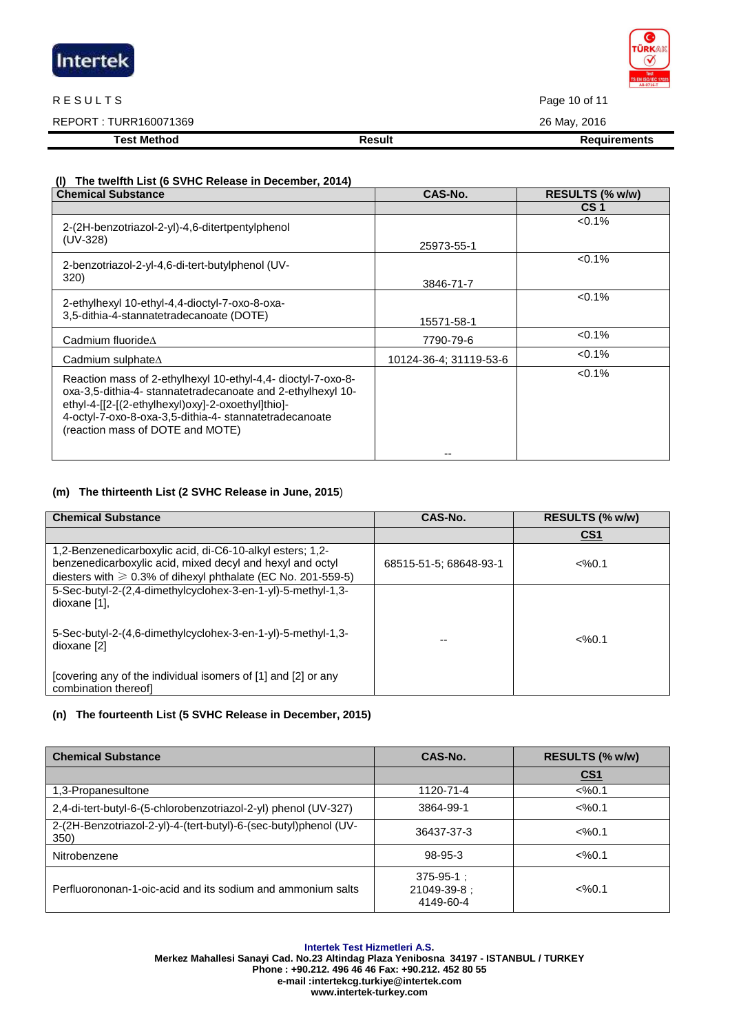RESULTS

REPORT : TURR160071369

26 May, 2016

| Test Method | Result | Requirements |
|---|---|---|

**(l) The twelfth List (6 SVHC Release in December, 2014)**

| Chemical Substance | CAS-No. | RESULTS (% w/w) |
|---|---|---|
| | | CS 1 |
| 2-(2H-benzotriazol-2-yl)-4,6-ditertpentylphenol (UV-328) | 25973-55-1 | <0.1% |
| 2-benzotriazol-2-yl-4,6-di-tert-butylphenol (UV-320) | 3846-71-7 | <0.1% |
| 2-ethylhexyl 10-ethyl-4,4-dioctyl-7-oxo-8-oxa-3,5-dithia-4-stannatetradecanoate (DOTE) | 15571-58-1 | <0.1% |
| Cadmium fluorideΔ | 7790-79-6 | <0.1% |
| Cadmium sulphateΔ | 10124-36-4; 31119-53-6 | <0.1% |
| Reaction mass of 2-ethylhexyl 10-ethyl-4,4- dioctyl-7-oxo-8-oxa-3,5-dithia-4- stannatetradecanoate and 2-ethylhexyl 10-ethyl-4-[[2-[(2-ethylhexyl)oxy]-2-oxoethyl]thio]-4-octyl-7-oxo-8-oxa-3,5-dithia-4- stannatetradecanoate (reaction mass of DOTE and MOTE) | -- | <0.1% |

**(m) The thirteenth List (2 SVHC Release in June, 2015)**

| Chemical Substance | CAS-No. | RESULTS (% w/w) |
|---|---|---|
| | | CS1 |
| 1,2-Benzenedicarboxylic acid, di-C6-10-alkyl esters; 1,2-benzenedicarboxylic acid, mixed decyl and hexyl and octyl diesters with ≥ 0.3% of dihexyl phthalate (EC No. 201-559-5) | 68515-51-5; 68648-93-1 | <%0.1 |
| 5-Sec-butyl-2-(2,4-dimethylcyclohex-3-en-1-yl)-5-methyl-1,3-dioxane [1], 5-Sec-butyl-2-(4,6-dimethylcyclohex-3-en-1-yl)-5-methyl-1,3-dioxane [2] [covering any of the individual isomers of [1] and [2] or any combination thereof] | -- | <%0.1 |

**(n) The fourteenth List (5 SVHC Release in December, 2015)**

| Chemical Substance | CAS-No. | RESULTS (% w/w) |
|---|---|---|
| | | CS1 |
| 1,3-Propanesultone | 1120-71-4 | <%0.1 |
| 2,4-di-tert-butyl-6-(5-chlorobenzotriazol-2-yl) phenol (UV-327) | 3864-99-1 | <%0.1 |
| 2-(2H-Benzotriazol-2-yl)-4-(tert-butyl)-6-(sec-butyl)phenol (UV-350) | 36437-37-3 | <%0.1 |
| Nitrobenzene | 98-95-3 | <%0.1 |
| Perfluorononan-1-oic-acid and its sodium and ammonium salts | 375-95-1 ; 21049-39-8 ; 4149-60-4 | <%0.1 |

**Intertek Test Hizmetleri A.S.**
**Merkez Mahallesi Sanayi Cad. No.23 Altindag Plaza Yenibosna 34197 - ISTANBUL / TURKEY**
**Phone : +90.212. 496 46 46 Fax: +90.212. 452 80 55**
**e-mail :intertekcg.turkiye@intertek.com**
**www.intertek-turkey.com**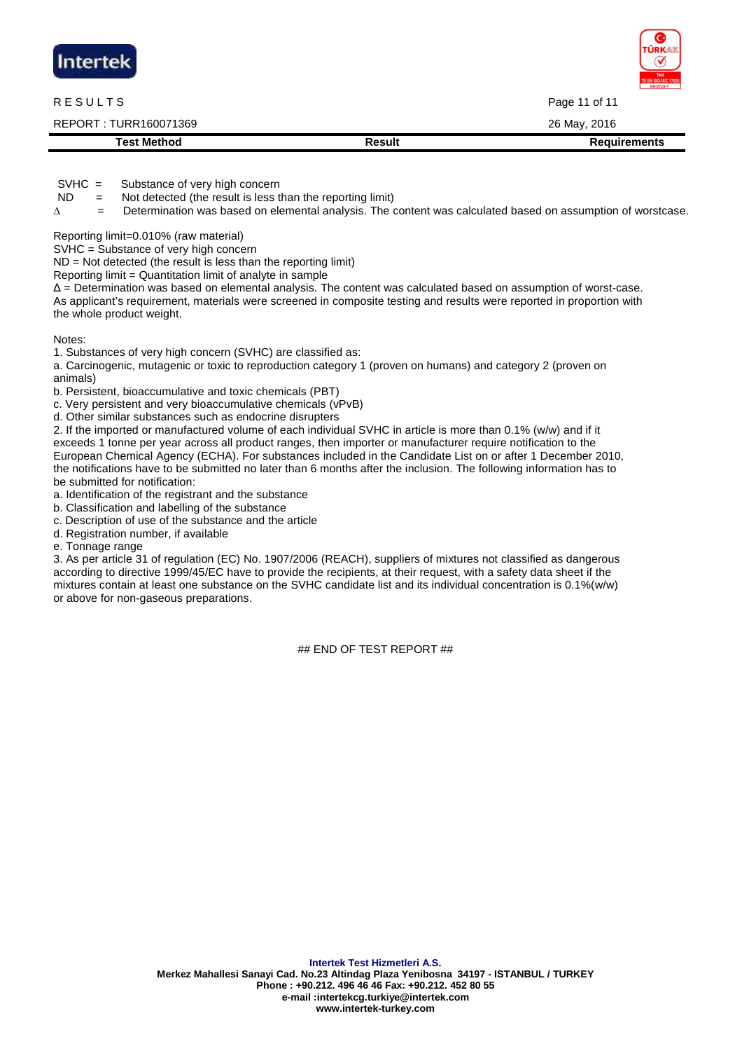| Test Method | Result | Requirements |
|---|---|---|

SVHC = Substance of very high concern
ND = Not detected (the result is less than the reporting limit)
∆ = Determination was based on elemental analysis. The content was calculated based on assumption of worstcase.

Reporting limit=0.010% (raw material)
SVHC = Substance of very high concern
ND = Not detected (the result is less than the reporting limit)
Reporting limit = Quantitation limit of analyte in sample
∆ = Determination was based on elemental analysis. The content was calculated based on assumption of worst-case.
As applicant's requirement, materials were screened in composite testing and results were reported in proportion with the whole product weight.

Notes:
1. Substances of very high concern (SVHC) are classified as:
a. Carcinogenic, mutagenic or toxic to reproduction category 1 (proven on humans) and category 2 (proven on animals)
b. Persistent, bioaccumulative and toxic chemicals (PBT)
c. Very persistent and very bioaccumulative chemicals (vPvB)
d. Other similar substances such as endocrine disrupters
2. If the imported or manufactured volume of each individual SVHC in article is more than 0.1% (w/w) and if it exceeds 1 tonne per year across all product ranges, then importer or manufacturer require notification to the European Chemical Agency (ECHA). For substances included in the Candidate List on or after 1 December 2010, the notifications have to be submitted no later than 6 months after the inclusion. The following information has to be submitted for notification:
a. Identification of the registrant and the substance
b. Classification and labelling of the substance
c. Description of use of the substance and the article
d. Registration number, if available
e. Tonnage range
3. As per article 31 of regulation (EC) No. 1907/2006 (REACH), suppliers of mixtures not classified as dangerous according to directive 1999/45/EC have to provide the recipients, at their request, with a safety data sheet if the mixtures contain at least one substance on the SVHC candidate list and its individual concentration is 0.1%(w/w) or above for non-gaseous preparations.

## END OF TEST REPORT ##